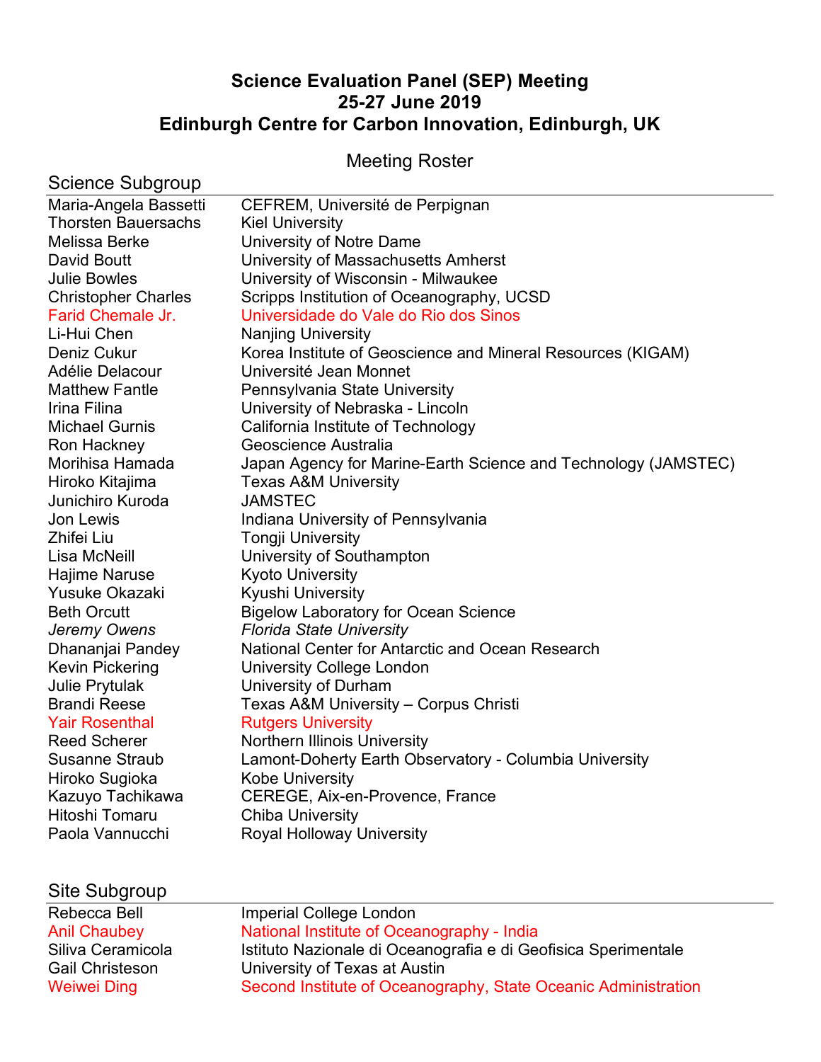# Science Evaluation Panel (SEP) Meeting
## 25-27 June 2019
## Edinburgh Centre for Carbon Innovation, Edinburgh, UK

Meeting Roster

### Science Subgroup

| | |
|---|---|
| Maria-Angela Bassetti | CEFREM, Université de Perpignan |
| Thorsten Bauersachs | Kiel University |
| Melissa Berke | University of Notre Dame |
| David Boutt | University of Massachusetts Amherst |
| Julie Bowles | University of Wisconsin - Milwaukee |
| Christopher Charles | Scripps Institution of Oceanography, UCSD |
| Farid Chemale Jr. | Universidade do Vale do Rio dos Sinos |
| Li-Hui Chen | Nanjing University |
| Deniz Cukur | Korea Institute of Geoscience and Mineral Resources (KIGAM) |
| Adélie Delacour | Université Jean Monnet |
| Matthew Fantle | Pennsylvania State University |
| Irina Filina | University of Nebraska - Lincoln |
| Michael Gurnis | California Institute of Technology |
| Ron Hackney | Geoscience Australia |
| Morihisa Hamada | Japan Agency for Marine-Earth Science and Technology (JAMSTEC) |
| Hiroko Kitajima | Texas A&M University |
| Junichiro Kuroda | JAMSTEC |
| Jon Lewis | Indiana University of Pennsylvania |
| Zhifei Liu | Tongji University |
| Lisa McNeill | University of Southampton |
| Hajime Naruse | Kyoto University |
| Yusuke Okazaki | Kyushi University |
| Beth Orcutt | Bigelow Laboratory for Ocean Science |
| *Jeremy Owens* | *Florida State University* |
| Dhananjai Pandey | National Center for Antarctic and Ocean Research |
| Kevin Pickering | University College London |
| Julie Prytulak | University of Durham |
| Brandi Reese | Texas A&M University – Corpus Christi |
| Yair Rosenthal | Rutgers University |
| Reed Scherer | Northern Illinois University |
| Susanne Straub | Lamont-Doherty Earth Observatory - Columbia University |
| Hiroko Sugioka | Kobe University |
| Kazuyo Tachikawa | CEREGE, Aix-en-Provence, France |
| Hitoshi Tomaru | Chiba University |
| Paola Vannucchi | Royal Holloway University |

### Site Subgroup

| | |
|---|---|
| Rebecca Bell | Imperial College London |
| Anil Chaubey | National Institute of Oceanography - India |
| Siliva Ceramicola | Istituto Nazionale di Oceanografia e di Geofisica Sperimentale |
| Gail Christeson | University of Texas at Austin |
| Weiwei Ding | Second Institute of Oceanography, State Oceanic Administration |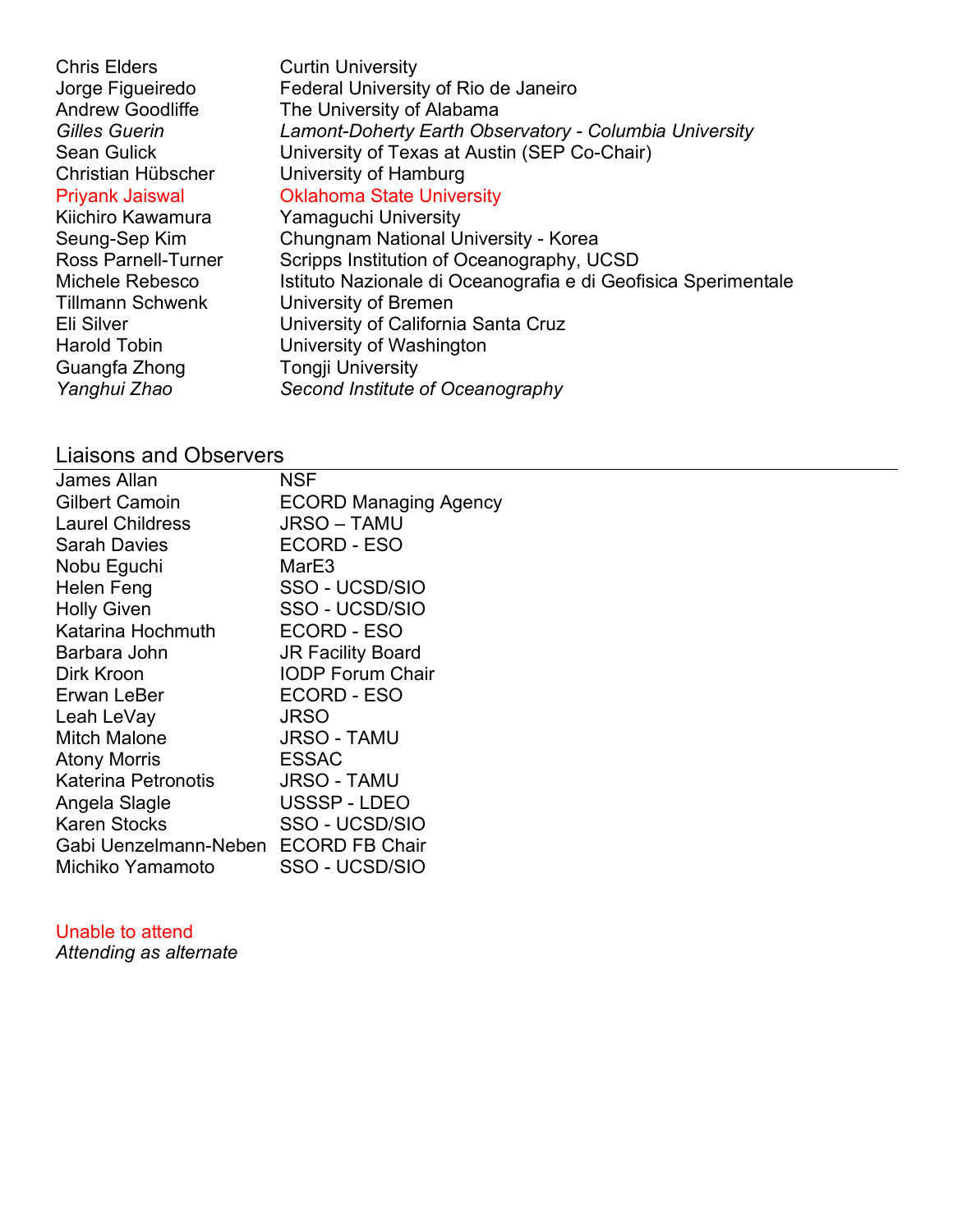| | |
|---|---|
| Chris Elders | Curtin University |
| Jorge Figueiredo | Federal University of Rio de Janeiro |
| Andrew Goodliffe | The University of Alabama |
| *Gilles Guerin* | *Lamont-Doherty Earth Observatory - Columbia University* |
| Sean Gulick | University of Texas at Austin (SEP Co-Chair) |
| Christian Hübscher | University of Hamburg |
| Priyank Jaiswal | Oklahoma State University |
| Kiichiro Kawamura | Yamaguchi University |
| Seung-Sep Kim | Chungnam National University - Korea |
| Ross Parnell-Turner | Scripps Institution of Oceanography, UCSD |
| Michele Rebesco | Istituto Nazionale di Oceanografia e di Geofisica Sperimentale |
| Tillmann Schwenk | University of Bremen |
| Eli Silver | University of California Santa Cruz |
| Harold Tobin | University of Washington |
| Guangfa Zhong | Tongji University |
| *Yanghui Zhao* | *Second Institute of Oceanography* |

## Liaisons and Observers

| | |
|---|---|
| James Allan | NSF |
| Gilbert Camoin | ECORD Managing Agency |
| Laurel Childress | JRSO – TAMU |
| Sarah Davies | ECORD - ESO |
| Nobu Eguchi | MarE3 |
| Helen Feng | SSO - UCSD/SIO |
| Holly Given | SSO - UCSD/SIO |
| Katarina Hochmuth | ECORD - ESO |
| Barbara John | JR Facility Board |
| Dirk Kroon | IODP Forum Chair |
| Erwan LeBer | ECORD - ESO |
| Leah LeVay | JRSO |
| Mitch Malone | JRSO - TAMU |
| Atony Morris | ESSAC |
| Katerina Petronotis | JRSO - TAMU |
| Angela Slagle | USSSP - LDEO |
| Karen Stocks | SSO - UCSD/SIO |
| Gabi Uenzelmann-Neben | ECORD FB Chair |
| Michiko Yamamoto | SSO - UCSD/SIO |

Unable to attend

*Attending as alternate*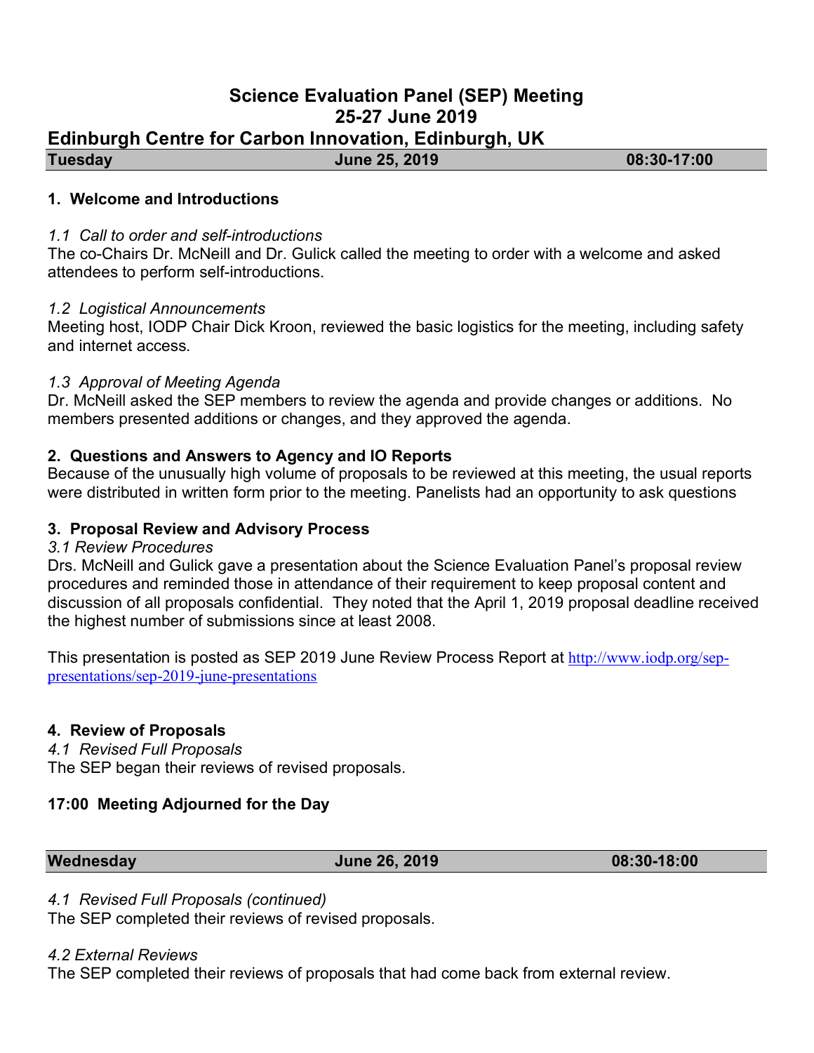# Science Evaluation Panel (SEP) Meeting
# 25-27 June 2019

## Edinburgh Centre for Carbon Innovation, Edinburgh, UK

| Tuesday | June 25, 2019 | 08:30-17:00 |
| --- | --- | --- |

### 1. Welcome and Introductions

*1.1 Call to order and self-introductions*
The co-Chairs Dr. McNeill and Dr. Gulick called the meeting to order with a welcome and asked attendees to perform self-introductions.

*1.2 Logistical Announcements*
Meeting host, IODP Chair Dick Kroon, reviewed the basic logistics for the meeting, including safety and internet access.

*1.3 Approval of Meeting Agenda*
Dr. McNeill asked the SEP members to review the agenda and provide changes or additions. No members presented additions or changes, and they approved the agenda.

### 2. Questions and Answers to Agency and IO Reports

Because of the unusually high volume of proposals to be reviewed at this meeting, the usual reports were distributed in written form prior to the meeting. Panelists had an opportunity to ask questions

### 3. Proposal Review and Advisory Process

*3.1 Review Procedures*
Drs. McNeill and Gulick gave a presentation about the Science Evaluation Panel's proposal review procedures and reminded those in attendance of their requirement to keep proposal content and discussion of all proposals confidential. They noted that the April 1, 2019 proposal deadline received the highest number of submissions since at least 2008.

This presentation is posted as SEP 2019 June Review Process Report at http://www.iodp.org/sep-presentations/sep-2019-june-presentations

### 4. Review of Proposals

*4.1 Revised Full Proposals*
The SEP began their reviews of revised proposals.

### 17:00 Meeting Adjourned for the Day

| Wednesday | June 26, 2019 | 08:30-18:00 |
| --- | --- | --- |

*4.1 Revised Full Proposals (continued)*
The SEP completed their reviews of revised proposals.

*4.2 External Reviews*
The SEP completed their reviews of proposals that had come back from external review.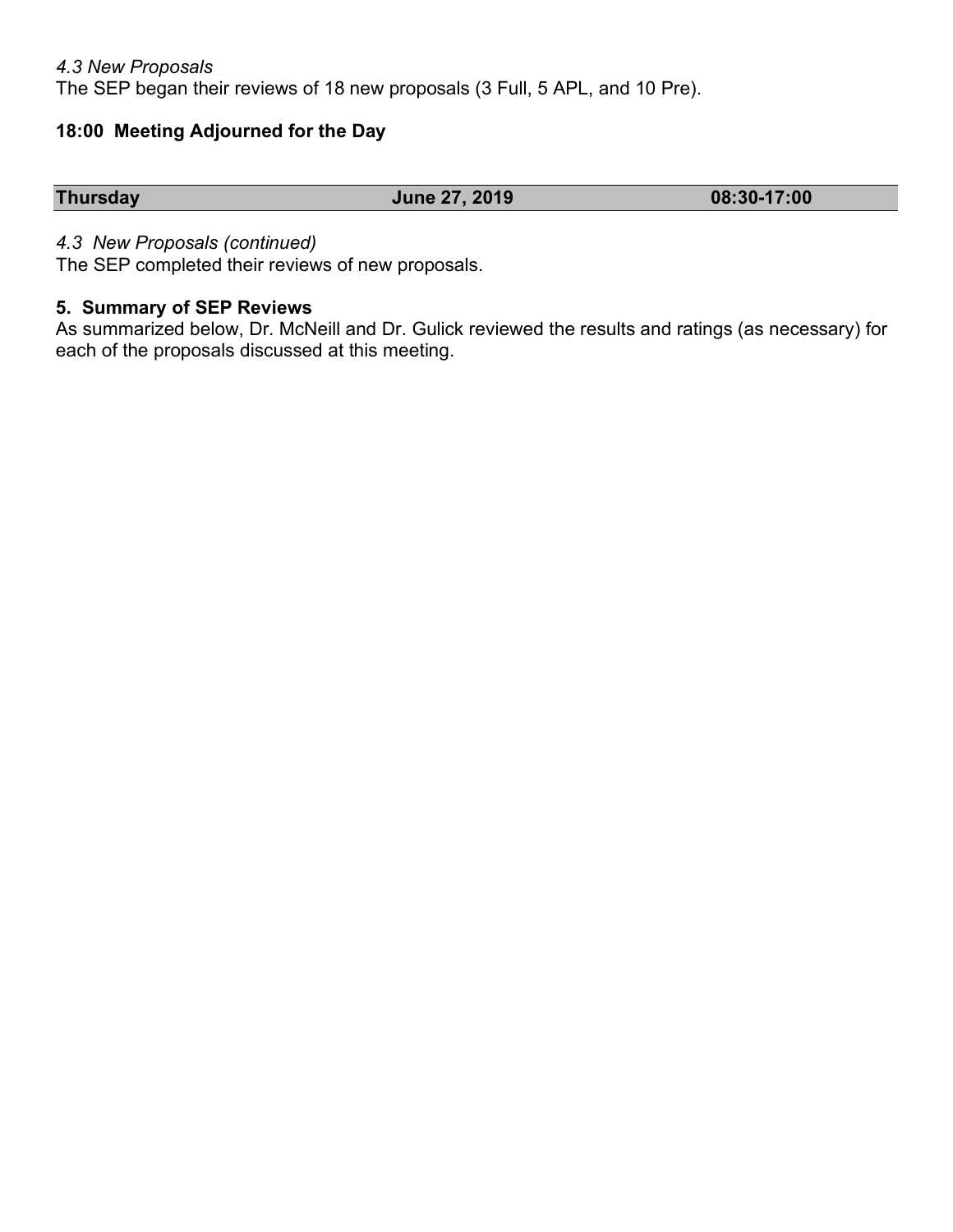*4.3 New Proposals*

The SEP began their reviews of 18 new proposals (3 Full, 5 APL, and 10 Pre).

**18:00 Meeting Adjourned for the Day**

| **Thursday** | **June 27, 2019** | **08:30-17:00** |
|---|---|---|

*4.3 New Proposals (continued)*

The SEP completed their reviews of new proposals.

**5. Summary of SEP Reviews**

As summarized below, Dr. McNeill and Dr. Gulick reviewed the results and ratings (as necessary) for each of the proposals discussed at this meeting.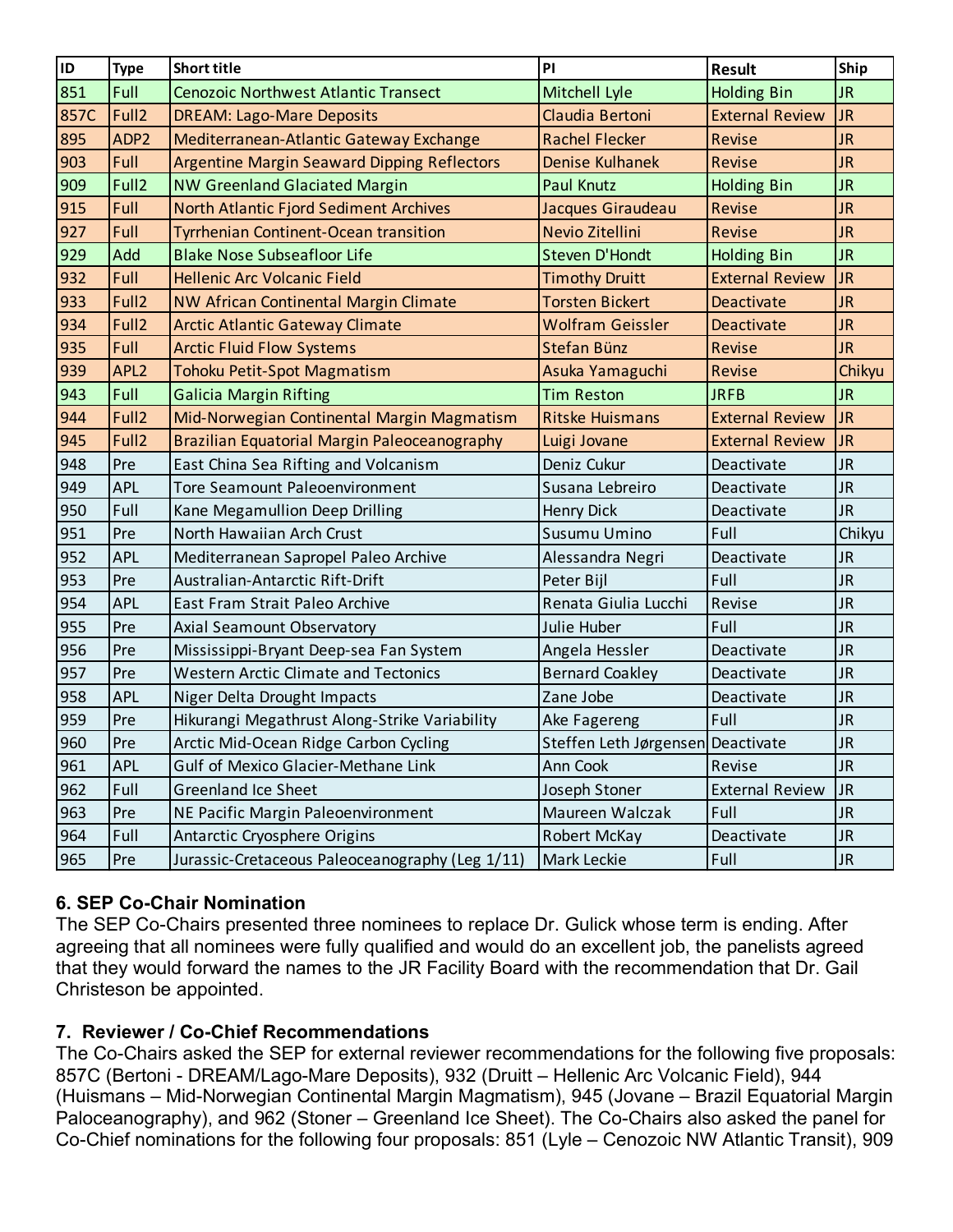| ID | Type | Short title | PI | Result | Ship |
|---|---|---|---|---|---|
| 851 | Full | Cenozoic Northwest Atlantic Transect | Mitchell Lyle | Holding Bin | JR |
| 857C | Full2 | DREAM: Lago-Mare Deposits | Claudia Bertoni | External Review | JR |
| 895 | ADP2 | Mediterranean-Atlantic Gateway Exchange | Rachel Flecker | Revise | JR |
| 903 | Full | Argentine Margin Seaward Dipping Reflectors | Denise Kulhanek | Revise | JR |
| 909 | Full2 | NW Greenland Glaciated Margin | Paul Knutz | Holding Bin | JR |
| 915 | Full | North Atlantic Fjord Sediment Archives | Jacques Giraudeau | Revise | JR |
| 927 | Full | Tyrrhenian Continent-Ocean transition | Nevio Zitellini | Revise | JR |
| 929 | Add | Blake Nose Subseafloor Life | Steven D'Hondt | Holding Bin | JR |
| 932 | Full | Hellenic Arc Volcanic Field | Timothy Druitt | External Review | JR |
| 933 | Full2 | NW African Continental Margin Climate | Torsten Bickert | Deactivate | JR |
| 934 | Full2 | Arctic Atlantic Gateway Climate | Wolfram Geissler | Deactivate | JR |
| 935 | Full | Arctic Fluid Flow Systems | Stefan Bünz | Revise | JR |
| 939 | APL2 | Tohoku Petit-Spot Magmatism | Asuka Yamaguchi | Revise | Chikyu |
| 943 | Full | Galicia Margin Rifting | Tim Reston | JRFB | JR |
| 944 | Full2 | Mid-Norwegian Continental Margin Magmatism | Ritske Huismans | External Review | JR |
| 945 | Full2 | Brazilian Equatorial Margin Paleoceanography | Luigi Jovane | External Review | JR |
| 948 | Pre | East China Sea Rifting and Volcanism | Deniz Cukur | Deactivate | JR |
| 949 | APL | Tore Seamount Paleoenvironment | Susana Lebreiro | Deactivate | JR |
| 950 | Full | Kane Megamullion Deep Drilling | Henry Dick | Deactivate | JR |
| 951 | Pre | North Hawaiian Arch Crust | Susumu Umino | Full | Chikyu |
| 952 | APL | Mediterranean Sapropel Paleo Archive | Alessandra Negri | Deactivate | JR |
| 953 | Pre | Australian-Antarctic Rift-Drift | Peter Bijl | Full | JR |
| 954 | APL | East Fram Strait Paleo Archive | Renata Giulia Lucchi | Revise | JR |
| 955 | Pre | Axial Seamount Observatory | Julie Huber | Full | JR |
| 956 | Pre | Mississippi-Bryant Deep-sea Fan System | Angela Hessler | Deactivate | JR |
| 957 | Pre | Western Arctic Climate and Tectonics | Bernard Coakley | Deactivate | JR |
| 958 | APL | Niger Delta Drought Impacts | Zane Jobe | Deactivate | JR |
| 959 | Pre | Hikurangi Megathrust Along-Strike Variability | Ake Fagereng | Full | JR |
| 960 | Pre | Arctic Mid-Ocean Ridge Carbon Cycling | Steffen Leth Jørgensen | Deactivate | JR |
| 961 | APL | Gulf of Mexico Glacier-Methane Link | Ann Cook | Revise | JR |
| 962 | Full | Greenland Ice Sheet | Joseph Stoner | External Review | JR |
| 963 | Pre | NE Pacific Margin Paleoenvironment | Maureen Walczak | Full | JR |
| 964 | Full | Antarctic Cryosphere Origins | Robert McKay | Deactivate | JR |
| 965 | Pre | Jurassic-Cretaceous Paleoceanography (Leg 1/11) | Mark Leckie | Full | JR |

## 6. SEP Co-Chair Nomination

The SEP Co-Chairs presented three nominees to replace Dr. Gulick whose term is ending. After agreeing that all nominees were fully qualified and would do an excellent job, the panelists agreed that they would forward the names to the JR Facility Board with the recommendation that Dr. Gail Christeson be appointed.

## 7. Reviewer / Co-Chief Recommendations

The Co-Chairs asked the SEP for external reviewer recommendations for the following five proposals: 857C (Bertoni - DREAM/Lago-Mare Deposits), 932 (Druitt – Hellenic Arc Volcanic Field), 944 (Huismans – Mid-Norwegian Continental Margin Magmatism), 945 (Jovane – Brazil Equatorial Margin Paloceanography), and 962 (Stoner – Greenland Ice Sheet). The Co-Chairs also asked the panel for Co-Chief nominations for the following four proposals: 851 (Lyle – Cenozoic NW Atlantic Transit), 909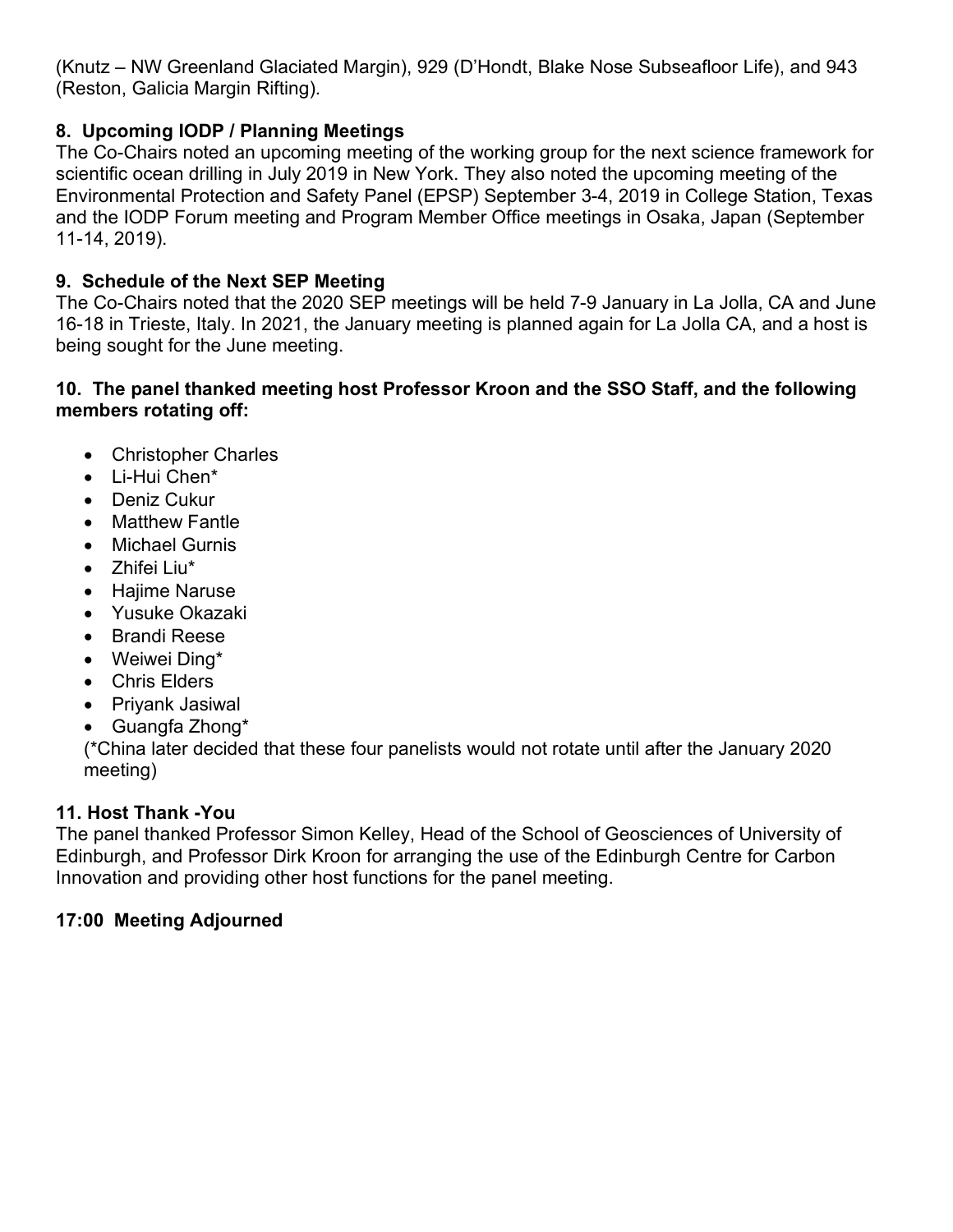(Knutz – NW Greenland Glaciated Margin), 929 (D'Hondt, Blake Nose Subseafloor Life), and 943 (Reston, Galicia Margin Rifting).

## 8. Upcoming IODP / Planning Meetings

The Co-Chairs noted an upcoming meeting of the working group for the next science framework for scientific ocean drilling in July 2019 in New York. They also noted the upcoming meeting of the Environmental Protection and Safety Panel (EPSP) September 3-4, 2019 in College Station, Texas and the IODP Forum meeting and Program Member Office meetings in Osaka, Japan (September 11-14, 2019).

## 9. Schedule of the Next SEP Meeting

The Co-Chairs noted that the 2020 SEP meetings will be held 7-9 January in La Jolla, CA and June 16-18 in Trieste, Italy. In 2021, the January meeting is planned again for La Jolla CA, and a host is being sought for the June meeting.

## 10. The panel thanked meeting host Professor Kroon and the SSO Staff, and the following members rotating off:

- Christopher Charles
- Li-Hui Chen*
- Deniz Cukur
- Matthew Fantle
- Michael Gurnis
- Zhifei Liu*
- Hajime Naruse
- Yusuke Okazaki
- Brandi Reese
- Weiwei Ding*
- Chris Elders
- Priyank Jasiwal
- Guangfa Zhong*

(*China later decided that these four panelists would not rotate until after the January 2020 meeting)

## 11. Host Thank -You

The panel thanked Professor Simon Kelley, Head of the School of Geosciences of University of Edinburgh, and Professor Dirk Kroon for arranging the use of the Edinburgh Centre for Carbon Innovation and providing other host functions for the panel meeting.

## 17:00 Meeting Adjourned